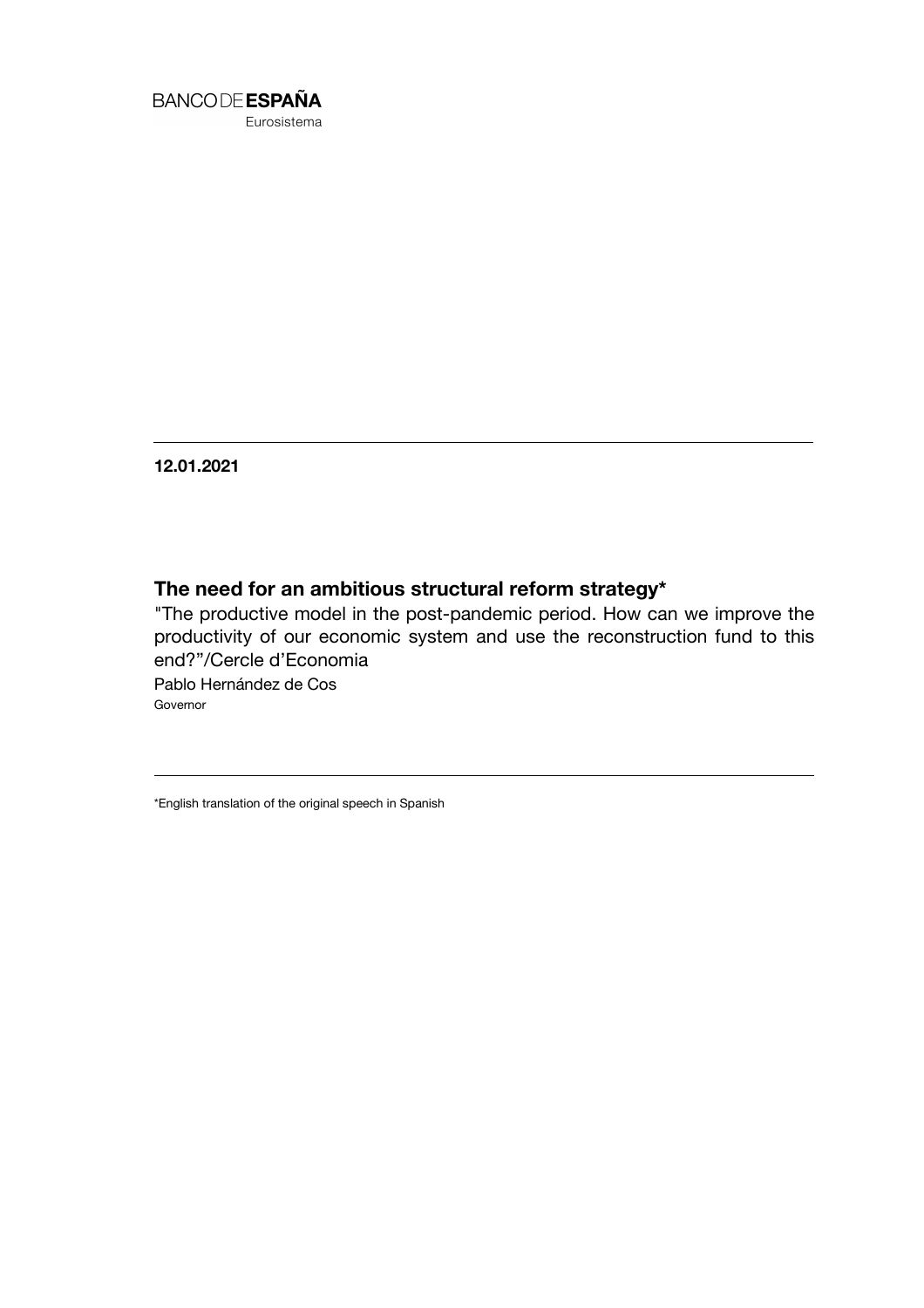BANCO DE **ESPAÑA**

Eurosistema

**12.01.2021**

## The need for an ambitious structural reform strategy*

"The productive model in the post-pandemic period. How can we improve the productivity of our economic system and use the reconstruction fund to this end?"/Cercle d'Economia

Pablo Hernández de Cos

Governor

*English translation of the original speech in Spanish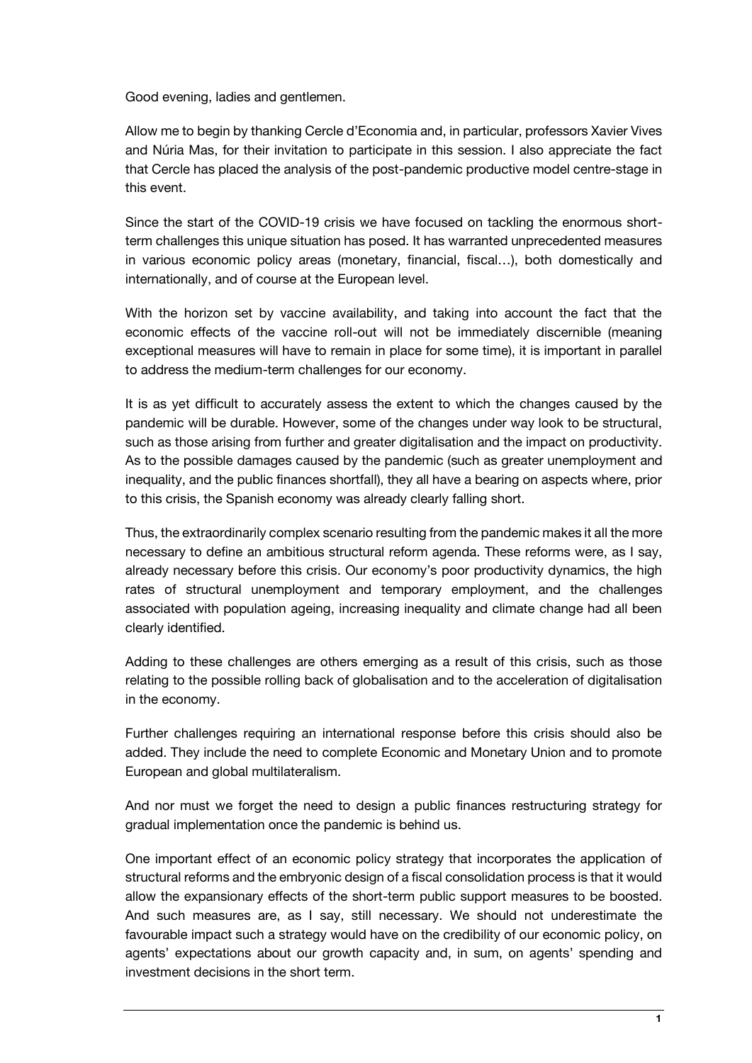Good evening, ladies and gentlemen.

Allow me to begin by thanking Cercle d'Economia and, in particular, professors Xavier Vives and Núria Mas, for their invitation to participate in this session. I also appreciate the fact that Cercle has placed the analysis of the post-pandemic productive model centre-stage in this event.

Since the start of the COVID-19 crisis we have focused on tackling the enormous short-term challenges this unique situation has posed. It has warranted unprecedented measures in various economic policy areas (monetary, financial, fiscal…), both domestically and internationally, and of course at the European level.

With the horizon set by vaccine availability, and taking into account the fact that the economic effects of the vaccine roll-out will not be immediately discernible (meaning exceptional measures will have to remain in place for some time), it is important in parallel to address the medium-term challenges for our economy.

It is as yet difficult to accurately assess the extent to which the changes caused by the pandemic will be durable. However, some of the changes under way look to be structural, such as those arising from further and greater digitalisation and the impact on productivity. As to the possible damages caused by the pandemic (such as greater unemployment and inequality, and the public finances shortfall), they all have a bearing on aspects where, prior to this crisis, the Spanish economy was already clearly falling short.

Thus, the extraordinarily complex scenario resulting from the pandemic makes it all the more necessary to define an ambitious structural reform agenda. These reforms were, as I say, already necessary before this crisis. Our economy's poor productivity dynamics, the high rates of structural unemployment and temporary employment, and the challenges associated with population ageing, increasing inequality and climate change had all been clearly identified.

Adding to these challenges are others emerging as a result of this crisis, such as those relating to the possible rolling back of globalisation and to the acceleration of digitalisation in the economy.

Further challenges requiring an international response before this crisis should also be added. They include the need to complete Economic and Monetary Union and to promote European and global multilateralism.

And nor must we forget the need to design a public finances restructuring strategy for gradual implementation once the pandemic is behind us.

One important effect of an economic policy strategy that incorporates the application of structural reforms and the embryonic design of a fiscal consolidation process is that it would allow the expansionary effects of the short-term public support measures to be boosted. And such measures are, as I say, still necessary. We should not underestimate the favourable impact such a strategy would have on the credibility of our economic policy, on agents' expectations about our growth capacity and, in sum, on agents' spending and investment decisions in the short term.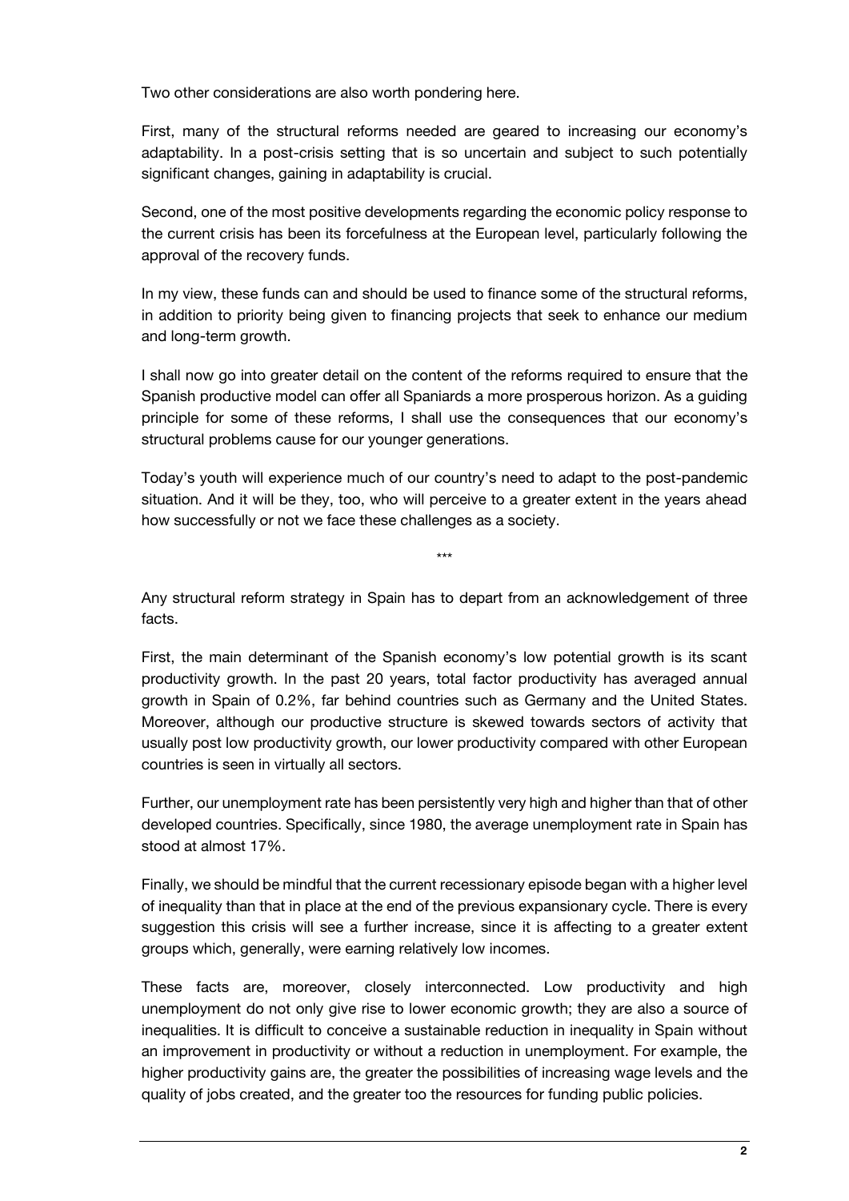Two other considerations are also worth pondering here.

First, many of the structural reforms needed are geared to increasing our economy's adaptability. In a post-crisis setting that is so uncertain and subject to such potentially significant changes, gaining in adaptability is crucial.

Second, one of the most positive developments regarding the economic policy response to the current crisis has been its forcefulness at the European level, particularly following the approval of the recovery funds.

In my view, these funds can and should be used to finance some of the structural reforms, in addition to priority being given to financing projects that seek to enhance our medium and long-term growth.

I shall now go into greater detail on the content of the reforms required to ensure that the Spanish productive model can offer all Spaniards a more prosperous horizon. As a guiding principle for some of these reforms, I shall use the consequences that our economy's structural problems cause for our younger generations.

Today's youth will experience much of our country's need to adapt to the post-pandemic situation. And it will be they, too, who will perceive to a greater extent in the years ahead how successfully or not we face these challenges as a society.

\*\*\*

Any structural reform strategy in Spain has to depart from an acknowledgement of three facts.

First, the main determinant of the Spanish economy's low potential growth is its scant productivity growth. In the past 20 years, total factor productivity has averaged annual growth in Spain of 0.2%, far behind countries such as Germany and the United States. Moreover, although our productive structure is skewed towards sectors of activity that usually post low productivity growth, our lower productivity compared with other European countries is seen in virtually all sectors.

Further, our unemployment rate has been persistently very high and higher than that of other developed countries. Specifically, since 1980, the average unemployment rate in Spain has stood at almost 17%.

Finally, we should be mindful that the current recessionary episode began with a higher level of inequality than that in place at the end of the previous expansionary cycle. There is every suggestion this crisis will see a further increase, since it is affecting to a greater extent groups which, generally, were earning relatively low incomes.

These facts are, moreover, closely interconnected. Low productivity and high unemployment do not only give rise to lower economic growth; they are also a source of inequalities. It is difficult to conceive a sustainable reduction in inequality in Spain without an improvement in productivity or without a reduction in unemployment. For example, the higher productivity gains are, the greater the possibilities of increasing wage levels and the quality of jobs created, and the greater too the resources for funding public policies.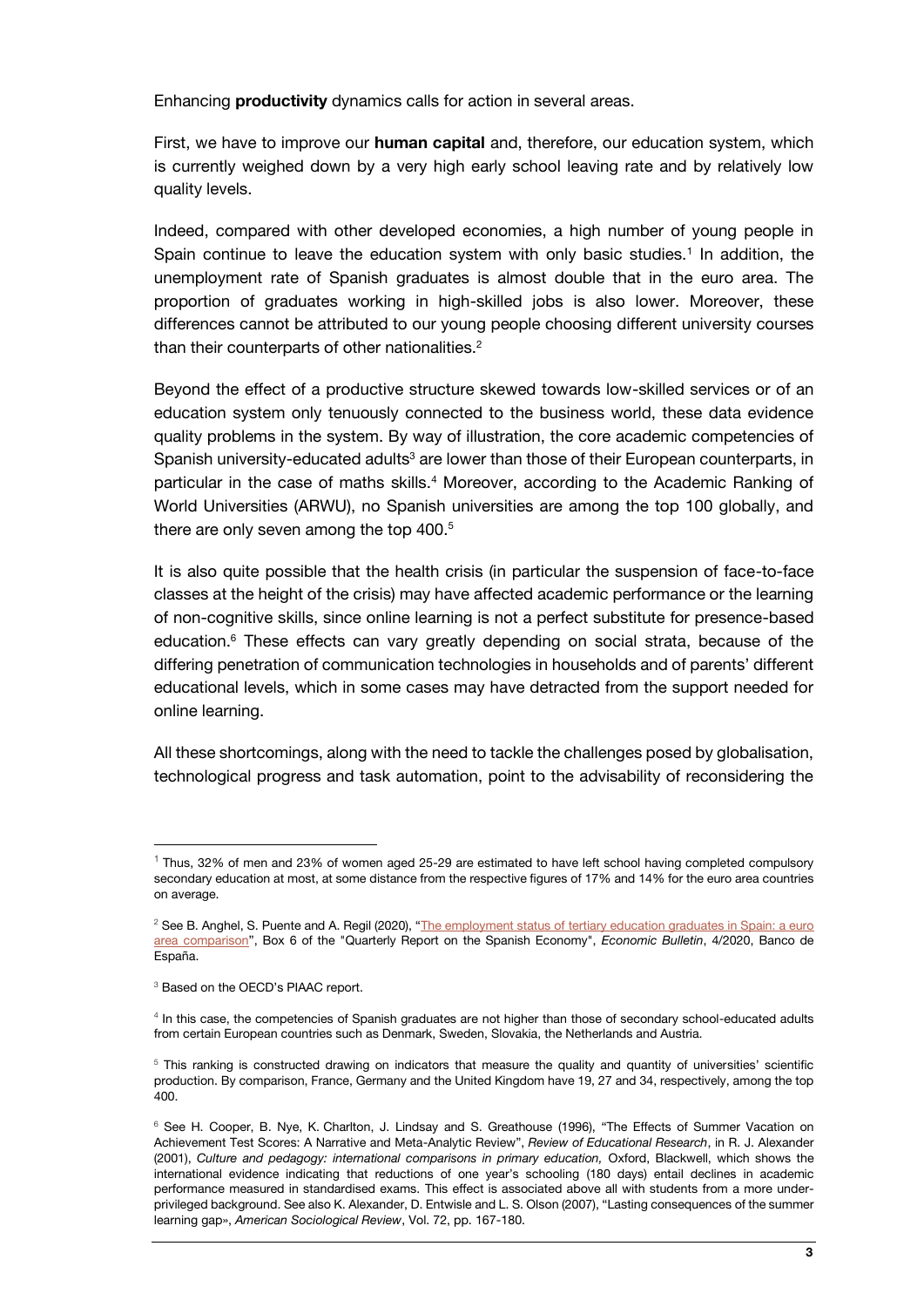Enhancing **productivity** dynamics calls for action in several areas.

First, we have to improve our **human capital** and, therefore, our education system, which is currently weighed down by a very high early school leaving rate and by relatively low quality levels.

Indeed, compared with other developed economies, a high number of young people in Spain continue to leave the education system with only basic studies.[1] In addition, the unemployment rate of Spanish graduates is almost double that in the euro area. The proportion of graduates working in high-skilled jobs is also lower. Moreover, these differences cannot be attributed to our young people choosing different university courses than their counterparts of other nationalities.[2]

Beyond the effect of a productive structure skewed towards low-skilled services or of an education system only tenuously connected to the business world, these data evidence quality problems in the system. By way of illustration, the core academic competencies of Spanish university-educated adults[3] are lower than those of their European counterparts, in particular in the case of maths skills.[4] Moreover, according to the Academic Ranking of World Universities (ARWU), no Spanish universities are among the top 100 globally, and there are only seven among the top 400.[5]

It is also quite possible that the health crisis (in particular the suspension of face-to-face classes at the height of the crisis) may have affected academic performance or the learning of non-cognitive skills, since online learning is not a perfect substitute for presence-based education.[6] These effects can vary greatly depending on social strata, because of the differing penetration of communication technologies in households and of parents' different educational levels, which in some cases may have detracted from the support needed for online learning.

All these shortcomings, along with the need to tackle the challenges posed by globalisation, technological progress and task automation, point to the advisability of reconsidering the

---

[1] Thus, 32% of men and 23% of women aged 25-29 are estimated to have left school having completed compulsory secondary education at most, at some distance from the respective figures of 17% and 14% for the euro area countries on average.

[2] See B. Anghel, S. Puente and A. Regil (2020), "The employment status of tertiary education graduates in Spain: a euro area comparison", Box 6 of the "Quarterly Report on the Spanish Economy", *Economic Bulletin*, 4/2020, Banco de España.

[3] Based on the OECD's PIAAC report.

[4] In this case, the competencies of Spanish graduates are not higher than those of secondary school-educated adults from certain European countries such as Denmark, Sweden, Slovakia, the Netherlands and Austria.

[5] This ranking is constructed drawing on indicators that measure the quality and quantity of universities' scientific production. By comparison, France, Germany and the United Kingdom have 19, 27 and 34, respectively, among the top 400.

[6] See H. Cooper, B. Nye, K. Charlton, J. Lindsay and S. Greathouse (1996), "The Effects of Summer Vacation on Achievement Test Scores: A Narrative and Meta-Analytic Review", *Review of Educational Research*, in R. J. Alexander (2001), *Culture and pedagogy: international comparisons in primary education,* Oxford, Blackwell, which shows the international evidence indicating that reductions of one year's schooling (180 days) entail declines in academic performance measured in standardised exams. This effect is associated above all with students from a more under-privileged background. See also K. Alexander, D. Entwisle and L. S. Olson (2007), "Lasting consequences of the summer learning gap», *American Sociological Review*, Vol. 72, pp. 167-180.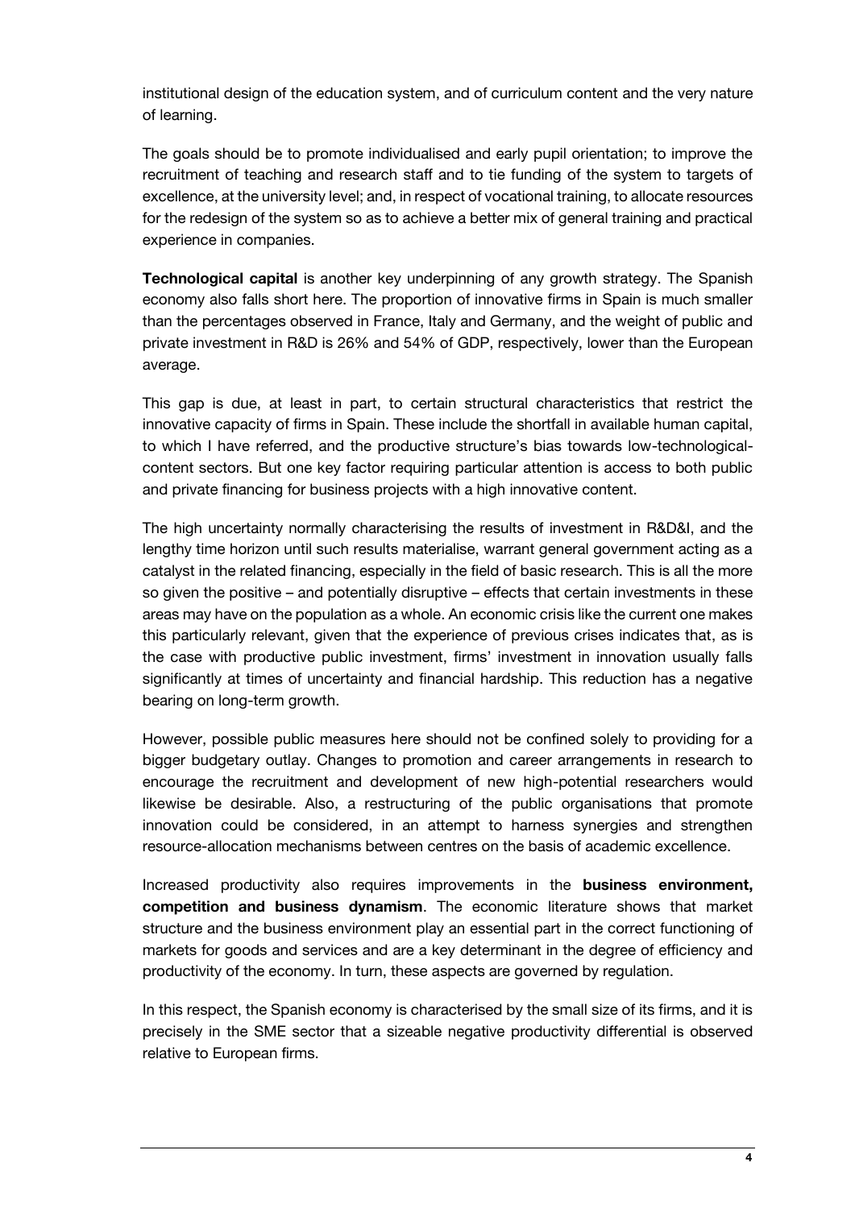institutional design of the education system, and of curriculum content and the very nature of learning.

The goals should be to promote individualised and early pupil orientation; to improve the recruitment of teaching and research staff and to tie funding of the system to targets of excellence, at the university level; and, in respect of vocational training, to allocate resources for the redesign of the system so as to achieve a better mix of general training and practical experience in companies.

**Technological capital** is another key underpinning of any growth strategy. The Spanish economy also falls short here. The proportion of innovative firms in Spain is much smaller than the percentages observed in France, Italy and Germany, and the weight of public and private investment in R&D is 26% and 54% of GDP, respectively, lower than the European average.

This gap is due, at least in part, to certain structural characteristics that restrict the innovative capacity of firms in Spain. These include the shortfall in available human capital, to which I have referred, and the productive structure's bias towards low-technological-content sectors. But one key factor requiring particular attention is access to both public and private financing for business projects with a high innovative content.

The high uncertainty normally characterising the results of investment in R&D&I, and the lengthy time horizon until such results materialise, warrant general government acting as a catalyst in the related financing, especially in the field of basic research. This is all the more so given the positive – and potentially disruptive – effects that certain investments in these areas may have on the population as a whole. An economic crisis like the current one makes this particularly relevant, given that the experience of previous crises indicates that, as is the case with productive public investment, firms' investment in innovation usually falls significantly at times of uncertainty and financial hardship. This reduction has a negative bearing on long-term growth.

However, possible public measures here should not be confined solely to providing for a bigger budgetary outlay. Changes to promotion and career arrangements in research to encourage the recruitment and development of new high-potential researchers would likewise be desirable. Also, a restructuring of the public organisations that promote innovation could be considered, in an attempt to harness synergies and strengthen resource-allocation mechanisms between centres on the basis of academic excellence.

Increased productivity also requires improvements in the **business environment, competition and business dynamism**. The economic literature shows that market structure and the business environment play an essential part in the correct functioning of markets for goods and services and are a key determinant in the degree of efficiency and productivity of the economy. In turn, these aspects are governed by regulation.

In this respect, the Spanish economy is characterised by the small size of its firms, and it is precisely in the SME sector that a sizeable negative productivity differential is observed relative to European firms.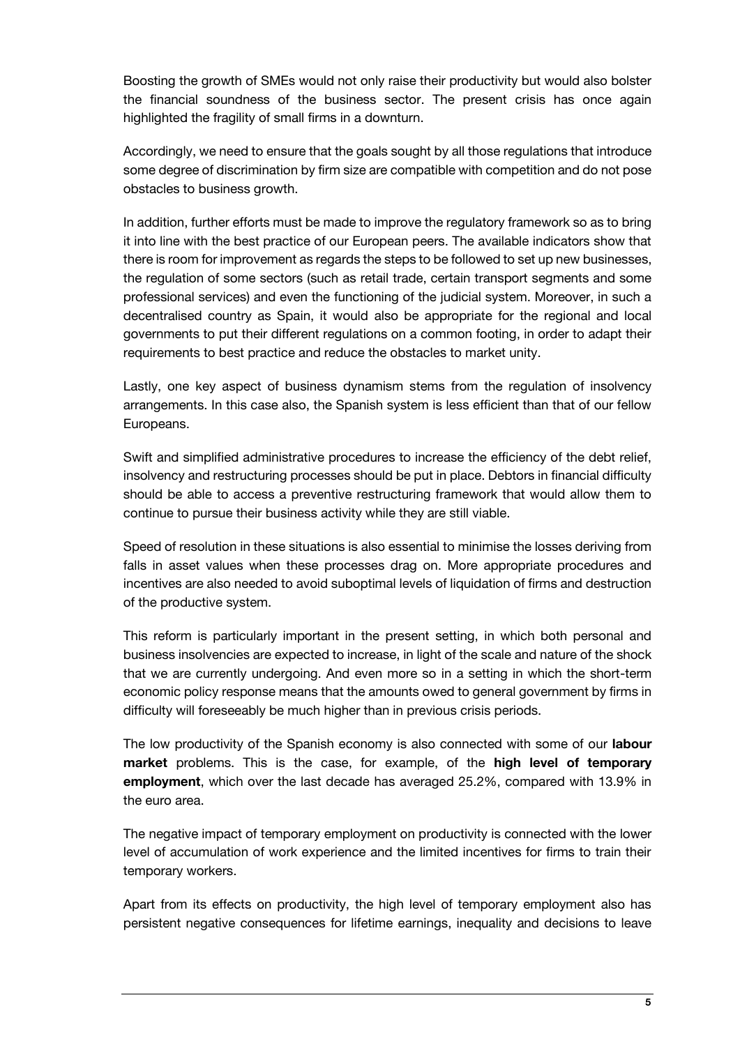Boosting the growth of SMEs would not only raise their productivity but would also bolster the financial soundness of the business sector. The present crisis has once again highlighted the fragility of small firms in a downturn.

Accordingly, we need to ensure that the goals sought by all those regulations that introduce some degree of discrimination by firm size are compatible with competition and do not pose obstacles to business growth.

In addition, further efforts must be made to improve the regulatory framework so as to bring it into line with the best practice of our European peers. The available indicators show that there is room for improvement as regards the steps to be followed to set up new businesses, the regulation of some sectors (such as retail trade, certain transport segments and some professional services) and even the functioning of the judicial system. Moreover, in such a decentralised country as Spain, it would also be appropriate for the regional and local governments to put their different regulations on a common footing, in order to adapt their requirements to best practice and reduce the obstacles to market unity.

Lastly, one key aspect of business dynamism stems from the regulation of insolvency arrangements. In this case also, the Spanish system is less efficient than that of our fellow Europeans.

Swift and simplified administrative procedures to increase the efficiency of the debt relief, insolvency and restructuring processes should be put in place. Debtors in financial difficulty should be able to access a preventive restructuring framework that would allow them to continue to pursue their business activity while they are still viable.

Speed of resolution in these situations is also essential to minimise the losses deriving from falls in asset values when these processes drag on. More appropriate procedures and incentives are also needed to avoid suboptimal levels of liquidation of firms and destruction of the productive system.

This reform is particularly important in the present setting, in which both personal and business insolvencies are expected to increase, in light of the scale and nature of the shock that we are currently undergoing. And even more so in a setting in which the short-term economic policy response means that the amounts owed to general government by firms in difficulty will foreseeably be much higher than in previous crisis periods.

The low productivity of the Spanish economy is also connected with some of our **labour market** problems. This is the case, for example, of the **high level of temporary employment**, which over the last decade has averaged 25.2%, compared with 13.9% in the euro area.

The negative impact of temporary employment on productivity is connected with the lower level of accumulation of work experience and the limited incentives for firms to train their temporary workers.

Apart from its effects on productivity, the high level of temporary employment also has persistent negative consequences for lifetime earnings, inequality and decisions to leave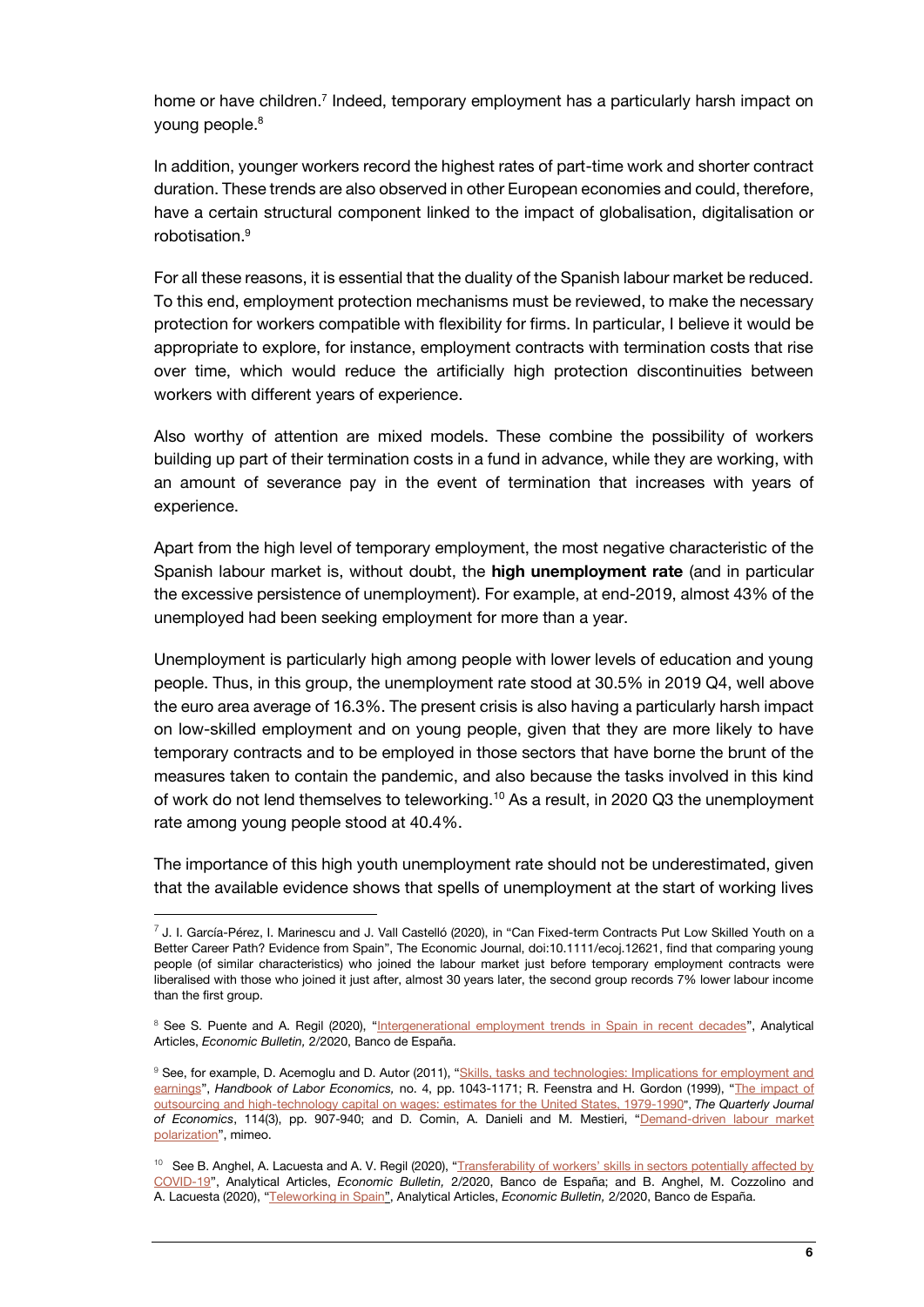home or have children.[7] Indeed, temporary employment has a particularly harsh impact on young people.[8]

In addition, younger workers record the highest rates of part-time work and shorter contract duration. These trends are also observed in other European economies and could, therefore, have a certain structural component linked to the impact of globalisation, digitalisation or robotisation.[9]

For all these reasons, it is essential that the duality of the Spanish labour market be reduced. To this end, employment protection mechanisms must be reviewed, to make the necessary protection for workers compatible with flexibility for firms. In particular, I believe it would be appropriate to explore, for instance, employment contracts with termination costs that rise over time, which would reduce the artificially high protection discontinuities between workers with different years of experience.

Also worthy of attention are mixed models. These combine the possibility of workers building up part of their termination costs in a fund in advance, while they are working, with an amount of severance pay in the event of termination that increases with years of experience.

Apart from the high level of temporary employment, the most negative characteristic of the Spanish labour market is, without doubt, the **high unemployment rate** (and in particular the excessive persistence of unemployment). For example, at end-2019, almost 43% of the unemployed had been seeking employment for more than a year.

Unemployment is particularly high among people with lower levels of education and young people. Thus, in this group, the unemployment rate stood at 30.5% in 2019 Q4, well above the euro area average of 16.3%. The present crisis is also having a particularly harsh impact on low-skilled employment and on young people, given that they are more likely to have temporary contracts and to be employed in those sectors that have borne the brunt of the measures taken to contain the pandemic, and also because the tasks involved in this kind of work do not lend themselves to teleworking.[10] As a result, in 2020 Q3 the unemployment rate among young people stood at 40.4%.

The importance of this high youth unemployment rate should not be underestimated, given that the available evidence shows that spells of unemployment at the start of working lives

---

[7] J. I. García-Pérez, I. Marinescu and J. Vall Castelló (2020), in "Can Fixed-term Contracts Put Low Skilled Youth on a Better Career Path? Evidence from Spain", The Economic Journal, doi:10.1111/ecoj.12621, find that comparing young people (of similar characteristics) who joined the labour market just before temporary employment contracts were liberalised with those who joined it just after, almost 30 years later, the second group records 7% lower labour income than the first group.

[8] See S. Puente and A. Regil (2020), "Intergenerational employment trends in Spain in recent decades", Analytical Articles, *Economic Bulletin,* 2/2020, Banco de España.

[9] See, for example, D. Acemoglu and D. Autor (2011), "Skills, tasks and technologies: Implications for employment and earnings", *Handbook of Labor Economics,* no. 4, pp. 1043-1171; R. Feenstra and H. Gordon (1999), "The impact of outsourcing and high-technology capital on wages: estimates for the United States, 1979-1990", *The Quarterly Journal of Economics*, 114(3), pp. 907-940; and D. Comin, A. Danieli and M. Mestieri, "Demand-driven labour market polarization", mimeo.

[10] See B. Anghel, A. Lacuesta and A. V. Regil (2020), "Transferability of workers' skills in sectors potentially affected by COVID-19", Analytical Articles, *Economic Bulletin,* 2/2020, Banco de España; and B. Anghel, M. Cozzolino and A. Lacuesta (2020), "Teleworking in Spain", Analytical Articles, *Economic Bulletin,* 2/2020, Banco de España.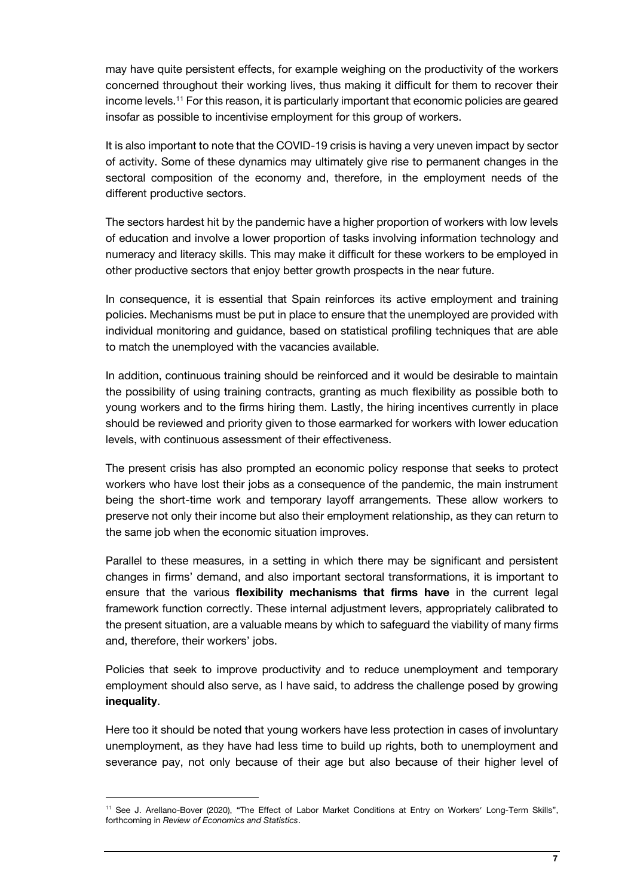may have quite persistent effects, for example weighing on the productivity of the workers concerned throughout their working lives, thus making it difficult for them to recover their income levels.[11] For this reason, it is particularly important that economic policies are geared insofar as possible to incentivise employment for this group of workers.

It is also important to note that the COVID-19 crisis is having a very uneven impact by sector of activity. Some of these dynamics may ultimately give rise to permanent changes in the sectoral composition of the economy and, therefore, in the employment needs of the different productive sectors.

The sectors hardest hit by the pandemic have a higher proportion of workers with low levels of education and involve a lower proportion of tasks involving information technology and numeracy and literacy skills. This may make it difficult for these workers to be employed in other productive sectors that enjoy better growth prospects in the near future.

In consequence, it is essential that Spain reinforces its active employment and training policies. Mechanisms must be put in place to ensure that the unemployed are provided with individual monitoring and guidance, based on statistical profiling techniques that are able to match the unemployed with the vacancies available.

In addition, continuous training should be reinforced and it would be desirable to maintain the possibility of using training contracts, granting as much flexibility as possible both to young workers and to the firms hiring them. Lastly, the hiring incentives currently in place should be reviewed and priority given to those earmarked for workers with lower education levels, with continuous assessment of their effectiveness.

The present crisis has also prompted an economic policy response that seeks to protect workers who have lost their jobs as a consequence of the pandemic, the main instrument being the short-time work and temporary layoff arrangements. These allow workers to preserve not only their income but also their employment relationship, as they can return to the same job when the economic situation improves.

Parallel to these measures, in a setting in which there may be significant and persistent changes in firms' demand, and also important sectoral transformations, it is important to ensure that the various **flexibility mechanisms that firms have** in the current legal framework function correctly. These internal adjustment levers, appropriately calibrated to the present situation, are a valuable means by which to safeguard the viability of many firms and, therefore, their workers' jobs.

Policies that seek to improve productivity and to reduce unemployment and temporary employment should also serve, as I have said, to address the challenge posed by growing **inequality**.

Here too it should be noted that young workers have less protection in cases of involuntary unemployment, as they have had less time to build up rights, both to unemployment and severance pay, not only because of their age but also because of their higher level of

---

[11] See J. Arellano-Bover (2020), "The Effect of Labor Market Conditions at Entry on Workers' Long-Term Skills", forthcoming in *Review of Economics and Statistics*.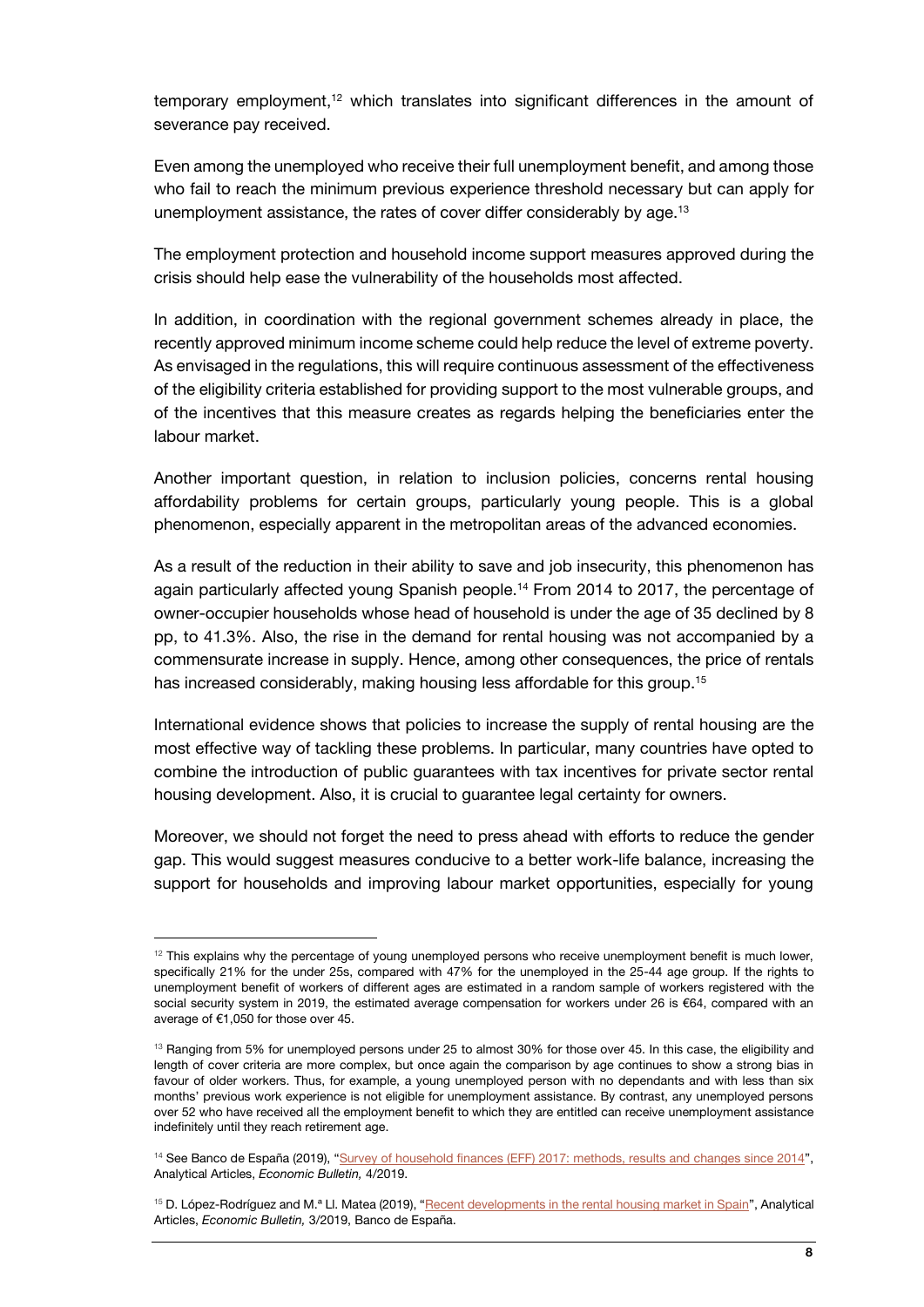temporary employment,[12] which translates into significant differences in the amount of severance pay received.

Even among the unemployed who receive their full unemployment benefit, and among those who fail to reach the minimum previous experience threshold necessary but can apply for unemployment assistance, the rates of cover differ considerably by age.[13]

The employment protection and household income support measures approved during the crisis should help ease the vulnerability of the households most affected.

In addition, in coordination with the regional government schemes already in place, the recently approved minimum income scheme could help reduce the level of extreme poverty. As envisaged in the regulations, this will require continuous assessment of the effectiveness of the eligibility criteria established for providing support to the most vulnerable groups, and of the incentives that this measure creates as regards helping the beneficiaries enter the labour market.

Another important question, in relation to inclusion policies, concerns rental housing affordability problems for certain groups, particularly young people. This is a global phenomenon, especially apparent in the metropolitan areas of the advanced economies.

As a result of the reduction in their ability to save and job insecurity, this phenomenon has again particularly affected young Spanish people.[14] From 2014 to 2017, the percentage of owner-occupier households whose head of household is under the age of 35 declined by 8 pp, to 41.3%. Also, the rise in the demand for rental housing was not accompanied by a commensurate increase in supply. Hence, among other consequences, the price of rentals has increased considerably, making housing less affordable for this group.[15]

International evidence shows that policies to increase the supply of rental housing are the most effective way of tackling these problems. In particular, many countries have opted to combine the introduction of public guarantees with tax incentives for private sector rental housing development. Also, it is crucial to guarantee legal certainty for owners.

Moreover, we should not forget the need to press ahead with efforts to reduce the gender gap. This would suggest measures conducive to a better work-life balance, increasing the support for households and improving labour market opportunities, especially for young

---

[12] This explains why the percentage of young unemployed persons who receive unemployment benefit is much lower, specifically 21% for the under 25s, compared with 47% for the unemployed in the 25-44 age group. If the rights to unemployment benefit of workers of different ages are estimated in a random sample of workers registered with the social security system in 2019, the estimated average compensation for workers under 26 is €64, compared with an average of €1,050 for those over 45.

[13] Ranging from 5% for unemployed persons under 25 to almost 30% for those over 45. In this case, the eligibility and length of cover criteria are more complex, but once again the comparison by age continues to show a strong bias in favour of older workers. Thus, for example, a young unemployed person with no dependants and with less than six months' previous work experience is not eligible for unemployment assistance. By contrast, any unemployed persons over 52 who have received all the employment benefit to which they are entitled can receive unemployment assistance indefinitely until they reach retirement age.

[14] See Banco de España (2019), "Survey of household finances (EFF) 2017: methods, results and changes since 2014", Analytical Articles, *Economic Bulletin,* 4/2019.

[15] D. López-Rodríguez and M.ª Ll. Matea (2019), "Recent developments in the rental housing market in Spain", Analytical Articles, *Economic Bulletin,* 3/2019, Banco de España.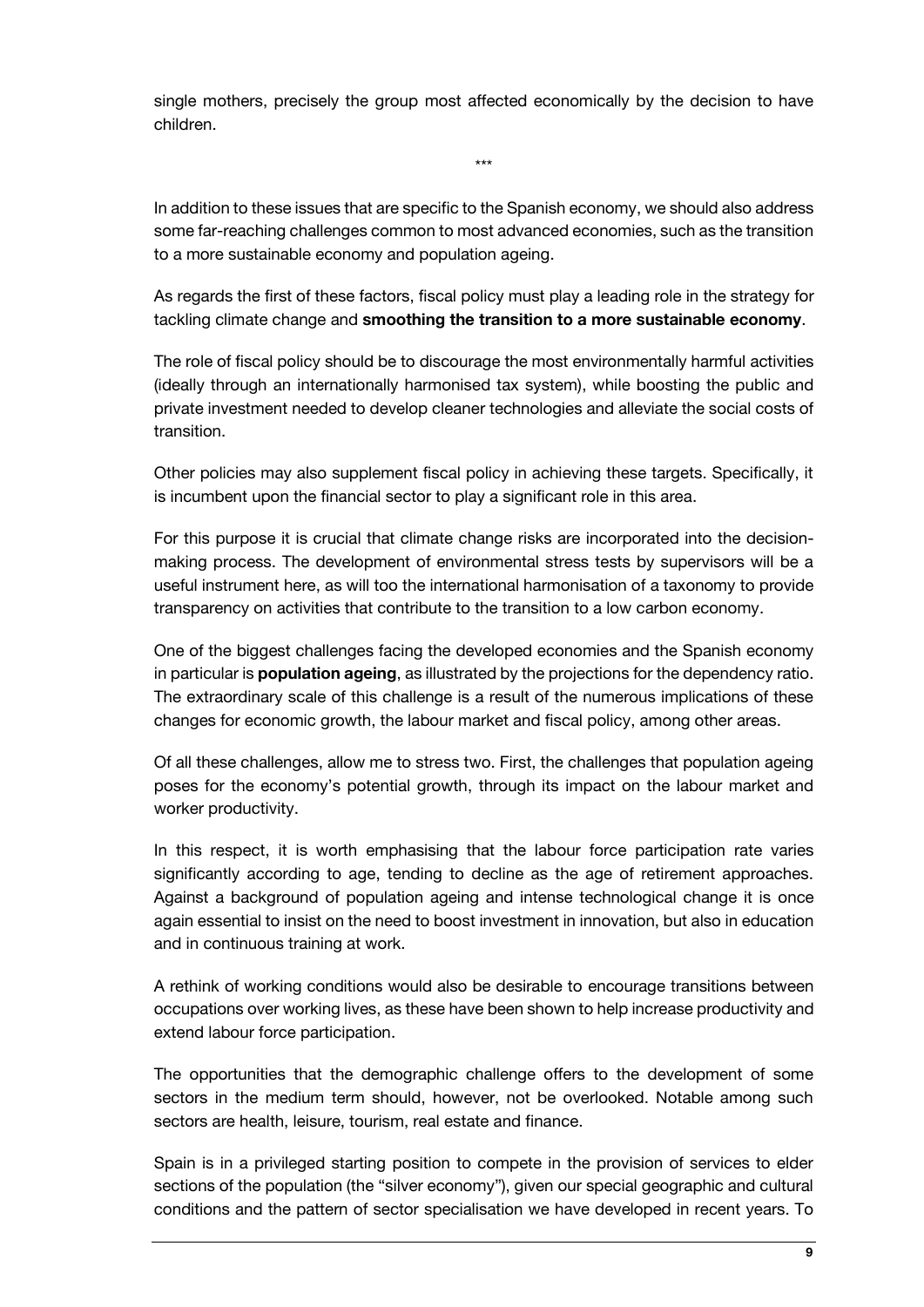single mothers, precisely the group most affected economically by the decision to have children.

\*\*\*

In addition to these issues that are specific to the Spanish economy, we should also address some far-reaching challenges common to most advanced economies, such as the transition to a more sustainable economy and population ageing.

As regards the first of these factors, fiscal policy must play a leading role in the strategy for tackling climate change and **smoothing the transition to a more sustainable economy**.

The role of fiscal policy should be to discourage the most environmentally harmful activities (ideally through an internationally harmonised tax system), while boosting the public and private investment needed to develop cleaner technologies and alleviate the social costs of transition.

Other policies may also supplement fiscal policy in achieving these targets. Specifically, it is incumbent upon the financial sector to play a significant role in this area.

For this purpose it is crucial that climate change risks are incorporated into the decision-making process. The development of environmental stress tests by supervisors will be a useful instrument here, as will too the international harmonisation of a taxonomy to provide transparency on activities that contribute to the transition to a low carbon economy.

One of the biggest challenges facing the developed economies and the Spanish economy in particular is **population ageing**, as illustrated by the projections for the dependency ratio. The extraordinary scale of this challenge is a result of the numerous implications of these changes for economic growth, the labour market and fiscal policy, among other areas.

Of all these challenges, allow me to stress two. First, the challenges that population ageing poses for the economy's potential growth, through its impact on the labour market and worker productivity.

In this respect, it is worth emphasising that the labour force participation rate varies significantly according to age, tending to decline as the age of retirement approaches. Against a background of population ageing and intense technological change it is once again essential to insist on the need to boost investment in innovation, but also in education and in continuous training at work.

A rethink of working conditions would also be desirable to encourage transitions between occupations over working lives, as these have been shown to help increase productivity and extend labour force participation.

The opportunities that the demographic challenge offers to the development of some sectors in the medium term should, however, not be overlooked. Notable among such sectors are health, leisure, tourism, real estate and finance.

Spain is in a privileged starting position to compete in the provision of services to elder sections of the population (the "silver economy"), given our special geographic and cultural conditions and the pattern of sector specialisation we have developed in recent years. To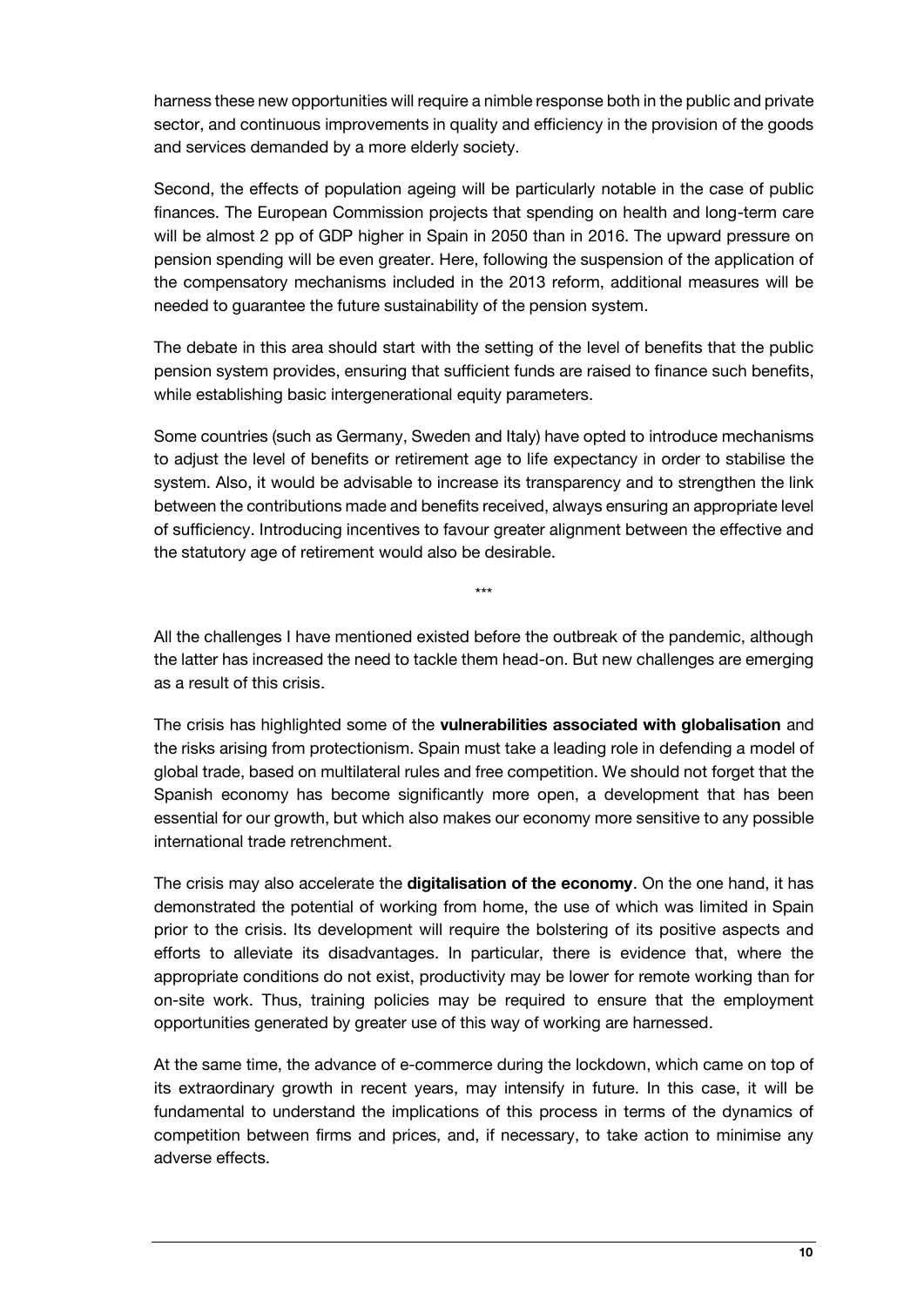harness these new opportunities will require a nimble response both in the public and private sector, and continuous improvements in quality and efficiency in the provision of the goods and services demanded by a more elderly society.

Second, the effects of population ageing will be particularly notable in the case of public finances. The European Commission projects that spending on health and long-term care will be almost 2 pp of GDP higher in Spain in 2050 than in 2016. The upward pressure on pension spending will be even greater. Here, following the suspension of the application of the compensatory mechanisms included in the 2013 reform, additional measures will be needed to guarantee the future sustainability of the pension system.

The debate in this area should start with the setting of the level of benefits that the public pension system provides, ensuring that sufficient funds are raised to finance such benefits, while establishing basic intergenerational equity parameters.

Some countries (such as Germany, Sweden and Italy) have opted to introduce mechanisms to adjust the level of benefits or retirement age to life expectancy in order to stabilise the system. Also, it would be advisable to increase its transparency and to strengthen the link between the contributions made and benefits received, always ensuring an appropriate level of sufficiency. Introducing incentives to favour greater alignment between the effective and the statutory age of retirement would also be desirable.

***

All the challenges I have mentioned existed before the outbreak of the pandemic, although the latter has increased the need to tackle them head-on. But new challenges are emerging as a result of this crisis.

The crisis has highlighted some of the **vulnerabilities associated with globalisation** and the risks arising from protectionism. Spain must take a leading role in defending a model of global trade, based on multilateral rules and free competition. We should not forget that the Spanish economy has become significantly more open, a development that has been essential for our growth, but which also makes our economy more sensitive to any possible international trade retrenchment.

The crisis may also accelerate the **digitalisation of the economy**. On the one hand, it has demonstrated the potential of working from home, the use of which was limited in Spain prior to the crisis. Its development will require the bolstering of its positive aspects and efforts to alleviate its disadvantages. In particular, there is evidence that, where the appropriate conditions do not exist, productivity may be lower for remote working than for on-site work. Thus, training policies may be required to ensure that the employment opportunities generated by greater use of this way of working are harnessed.

At the same time, the advance of e-commerce during the lockdown, which came on top of its extraordinary growth in recent years, may intensify in future. In this case, it will be fundamental to understand the implications of this process in terms of the dynamics of competition between firms and prices, and, if necessary, to take action to minimise any adverse effects.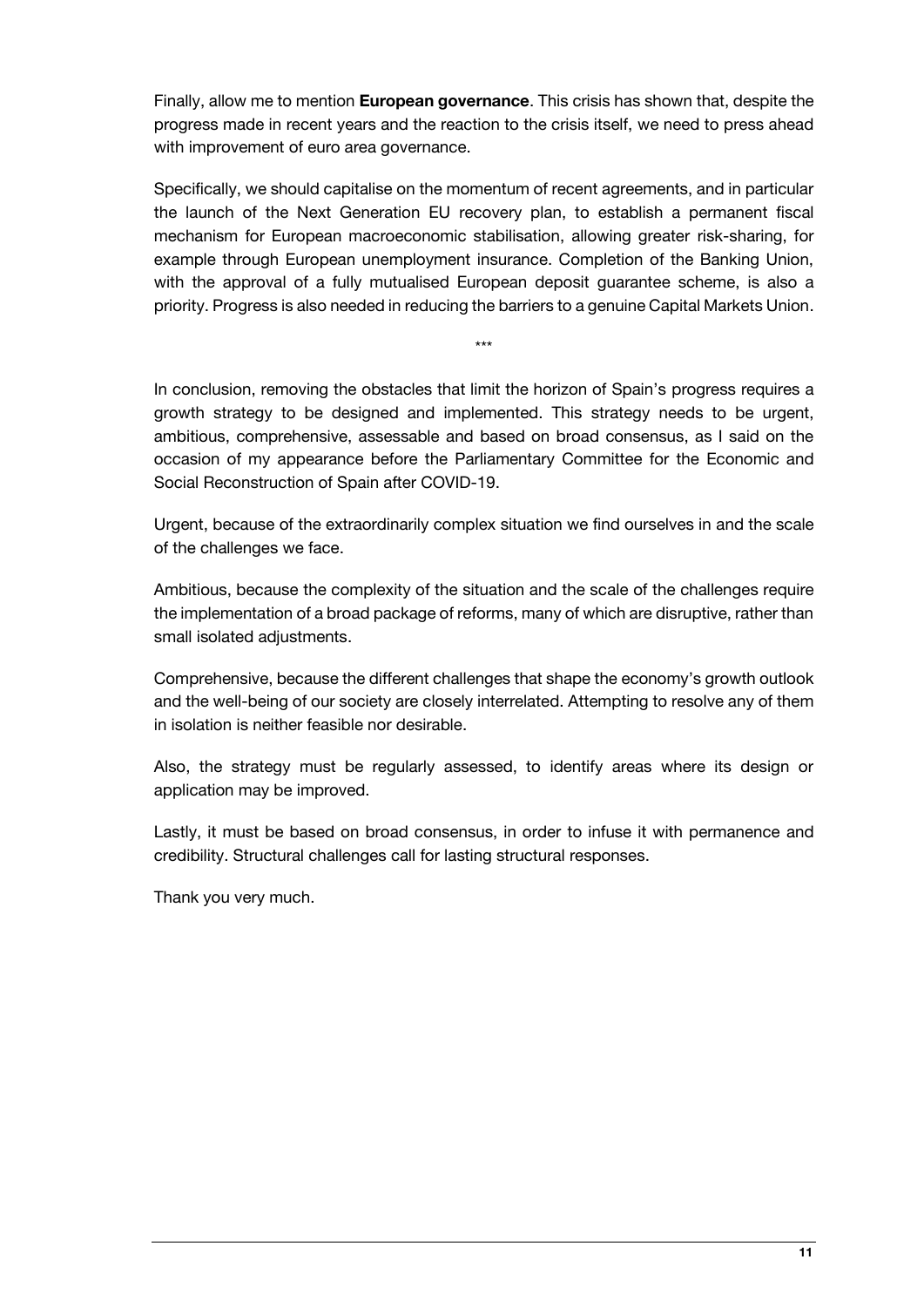Finally, allow me to mention **European governance**. This crisis has shown that, despite the progress made in recent years and the reaction to the crisis itself, we need to press ahead with improvement of euro area governance.

Specifically, we should capitalise on the momentum of recent agreements, and in particular the launch of the Next Generation EU recovery plan, to establish a permanent fiscal mechanism for European macroeconomic stabilisation, allowing greater risk-sharing, for example through European unemployment insurance. Completion of the Banking Union, with the approval of a fully mutualised European deposit guarantee scheme, is also a priority. Progress is also needed in reducing the barriers to a genuine Capital Markets Union.

\*\*\*

In conclusion, removing the obstacles that limit the horizon of Spain's progress requires a growth strategy to be designed and implemented. This strategy needs to be urgent, ambitious, comprehensive, assessable and based on broad consensus, as I said on the occasion of my appearance before the Parliamentary Committee for the Economic and Social Reconstruction of Spain after COVID-19.

Urgent, because of the extraordinarily complex situation we find ourselves in and the scale of the challenges we face.

Ambitious, because the complexity of the situation and the scale of the challenges require the implementation of a broad package of reforms, many of which are disruptive, rather than small isolated adjustments.

Comprehensive, because the different challenges that shape the economy's growth outlook and the well-being of our society are closely interrelated. Attempting to resolve any of them in isolation is neither feasible nor desirable.

Also, the strategy must be regularly assessed, to identify areas where its design or application may be improved.

Lastly, it must be based on broad consensus, in order to infuse it with permanence and credibility. Structural challenges call for lasting structural responses.

Thank you very much.